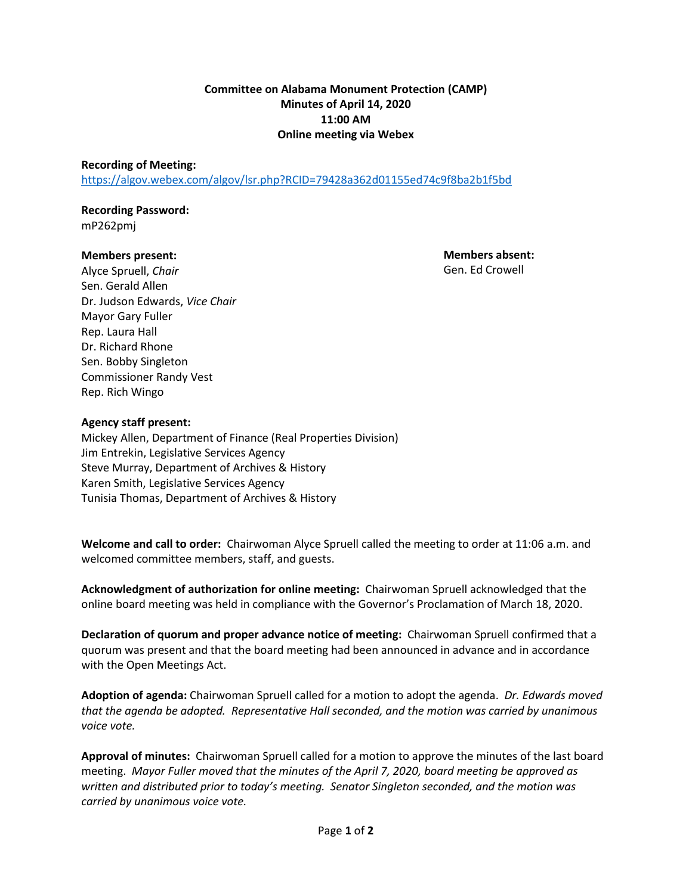**Committee on Alabama Monument Protection (CAMP)**
**Minutes of April 14, 2020**
**11:00 AM**
**Online meeting via Webex**

**Recording of Meeting:**
https://algov.webex.com/algov/lsr.php?RCID=79428a362d01155ed74c9f8ba2b1f5bd

**Recording Password:**
mP262pmj

**Members present:**
Alyce Spruell, *Chair*
Sen. Gerald Allen
Dr. Judson Edwards, *Vice Chair*
Mayor Gary Fuller
Rep. Laura Hall
Dr. Richard Rhone
Sen. Bobby Singleton
Commissioner Randy Vest
Rep. Rich Wingo

**Members absent:**
Gen. Ed Crowell

**Agency staff present:**
Mickey Allen, Department of Finance (Real Properties Division)
Jim Entrekin, Legislative Services Agency
Steve Murray, Department of Archives & History
Karen Smith, Legislative Services Agency
Tunisia Thomas, Department of Archives & History

**Welcome and call to order:** Chairwoman Alyce Spruell called the meeting to order at 11:06 a.m. and welcomed committee members, staff, and guests.

**Acknowledgment of authorization for online meeting:** Chairwoman Spruell acknowledged that the online board meeting was held in compliance with the Governor's Proclamation of March 18, 2020.

**Declaration of quorum and proper advance notice of meeting:** Chairwoman Spruell confirmed that a quorum was present and that the board meeting had been announced in advance and in accordance with the Open Meetings Act.

**Adoption of agenda:** Chairwoman Spruell called for a motion to adopt the agenda. *Dr. Edwards moved that the agenda be adopted. Representative Hall seconded, and the motion was carried by unanimous voice vote.*

**Approval of minutes:** Chairwoman Spruell called for a motion to approve the minutes of the last board meeting. *Mayor Fuller moved that the minutes of the April 7, 2020, board meeting be approved as written and distributed prior to today's meeting. Senator Singleton seconded, and the motion was carried by unanimous voice vote.*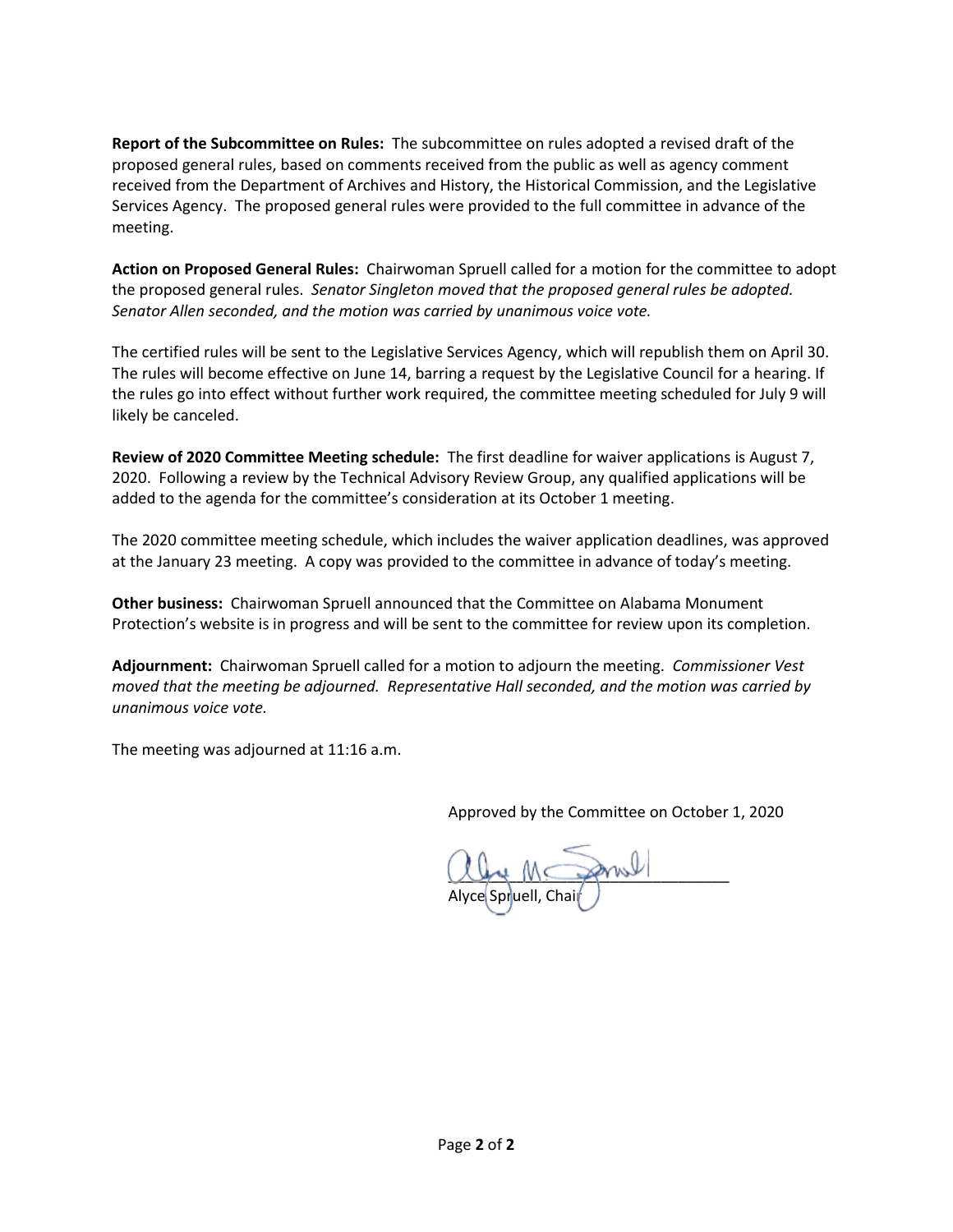**Report of the Subcommittee on Rules:** The subcommittee on rules adopted a revised draft of the proposed general rules, based on comments received from the public as well as agency comment received from the Department of Archives and History, the Historical Commission, and the Legislative Services Agency. The proposed general rules were provided to the full committee in advance of the meeting.

**Action on Proposed General Rules:** Chairwoman Spruell called for a motion for the committee to adopt the proposed general rules. *Senator Singleton moved that the proposed general rules be adopted. Senator Allen seconded, and the motion was carried by unanimous voice vote.*

The certified rules will be sent to the Legislative Services Agency, which will republish them on April 30. The rules will become effective on June 14, barring a request by the Legislative Council for a hearing. If the rules go into effect without further work required, the committee meeting scheduled for July 9 will likely be canceled.

**Review of 2020 Committee Meeting schedule:** The first deadline for waiver applications is August 7, 2020. Following a review by the Technical Advisory Review Group, any qualified applications will be added to the agenda for the committee's consideration at its October 1 meeting.

The 2020 committee meeting schedule, which includes the waiver application deadlines, was approved at the January 23 meeting. A copy was provided to the committee in advance of today's meeting.

**Other business:** Chairwoman Spruell announced that the Committee on Alabama Monument Protection's website is in progress and will be sent to the committee for review upon its completion.

**Adjournment:** Chairwoman Spruell called for a motion to adjourn the meeting. *Commissioner Vest moved that the meeting be adjourned. Representative Hall seconded, and the motion was carried by unanimous voice vote.*

The meeting was adjourned at 11:16 a.m.

Approved by the Committee on October 1, 2020

Alyce Spruell, Chair